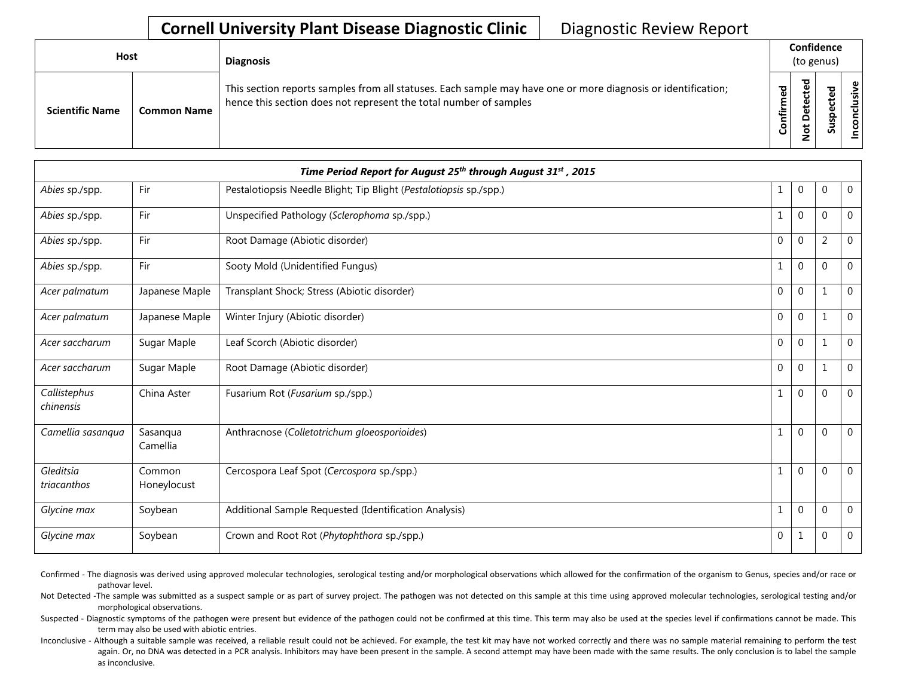# Cornell University Plant Disease Diagnostic Clinic

Diagnostic Review Report

| Host | | Diagnosis | Confidence (to genus) | | | |
|---|---|---|---|---|---|---|
| **Scientific Name** | **Common Name** | This section reports samples from all statuses. Each sample may have one or more diagnosis or identification; hence this section does not represent the total number of samples | **Confirmed** | **Not Detected** | **Suspected** | **Inconclusive** |
| ***Time Period Report for August 25th through August 31st , 2015*** | | | | | | |
| *Abies* sp./spp. | Fir | Pestalotiopsis Needle Blight; Tip Blight (*Pestalotiopsis* sp./spp.) | 1 | 0 | 0 | 0 |
| *Abies* sp./spp. | Fir | Unspecified Pathology (*Sclerophoma* sp./spp.) | 1 | 0 | 0 | 0 |
| *Abies* sp./spp. | Fir | Root Damage (Abiotic disorder) | 0 | 0 | 2 | 0 |
| *Abies* sp./spp. | Fir | Sooty Mold (Unidentified Fungus) | 1 | 0 | 0 | 0 |
| *Acer palmatum* | Japanese Maple | Transplant Shock; Stress (Abiotic disorder) | 0 | 0 | 1 | 0 |
| *Acer palmatum* | Japanese Maple | Winter Injury (Abiotic disorder) | 0 | 0 | 1 | 0 |
| *Acer saccharum* | Sugar Maple | Leaf Scorch (Abiotic disorder) | 0 | 0 | 1 | 0 |
| *Acer saccharum* | Sugar Maple | Root Damage (Abiotic disorder) | 0 | 0 | 1 | 0 |
| *Callistephus chinensis* | China Aster | Fusarium Rot (*Fusarium* sp./spp.) | 1 | 0 | 0 | 0 |
| *Camellia sasanqua* | Sasanqua Camellia | Anthracnose (*Colletotrichum gloeosporioides*) | 1 | 0 | 0 | 0 |
| *Gleditsia triacanthos* | Common Honeylocust | Cercospora Leaf Spot (*Cercospora* sp./spp.) | 1 | 0 | 0 | 0 |
| *Glycine max* | Soybean | Additional Sample Requested (Identification Analysis) | 1 | 0 | 0 | 0 |
| *Glycine max* | Soybean | Crown and Root Rot (*Phytophthora* sp./spp.) | 0 | 1 | 0 | 0 |

Confirmed - The diagnosis was derived using approved molecular technologies, serological testing and/or morphological observations which allowed for the confirmation of the organism to Genus, species and/or race or pathovar level.

Not Detected -The sample was submitted as a suspect sample or as part of survey project. The pathogen was not detected on this sample at this time using approved molecular technologies, serological testing and/or morphological observations.

Suspected - Diagnostic symptoms of the pathogen were present but evidence of the pathogen could not be confirmed at this time. This term may also be used at the species level if confirmations cannot be made. This term may also be used with abiotic entries.

Inconclusive - Although a suitable sample was received, a reliable result could not be achieved. For example, the test kit may have not worked correctly and there was no sample material remaining to perform the test again. Or, no DNA was detected in a PCR analysis. Inhibitors may have been present in the sample. A second attempt may have been made with the same results. The only conclusion is to label the sample as inconclusive.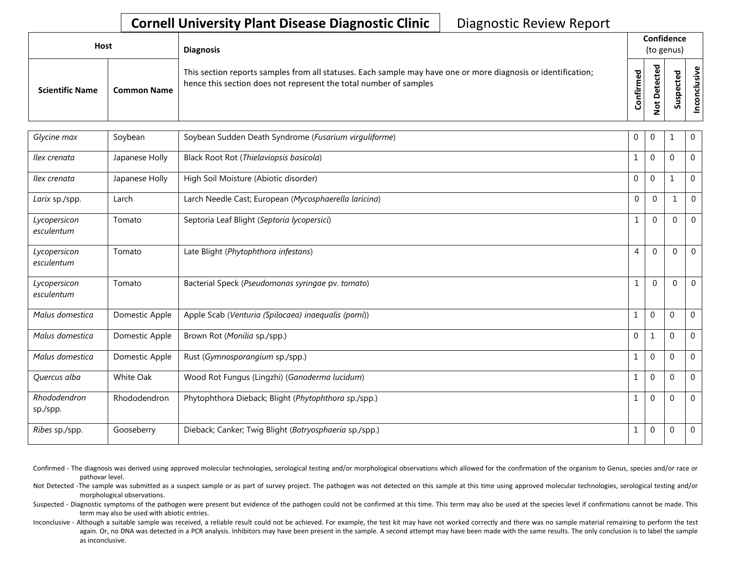# Cornell University Plant Disease Diagnostic Clinic

Diagnostic Review Report

| Host | | Diagnosis | Confidence (to genus) | | | |
|---|---|---|---|---|---|---|
| Scientific Name | Common Name | This section reports samples from all statuses. Each sample may have one or more diagnosis or identification; hence this section does not represent the total number of samples | Confirmed | Not Detected | Suspected | Inconclusive |
| *Glycine max* | Soybean | Soybean Sudden Death Syndrome (*Fusarium virguliforme*) | 0 | 0 | 1 | 0 |
| *Ilex crenata* | Japanese Holly | Black Root Rot (*Thielaviopsis basicola*) | 1 | 0 | 0 | 0 |
| *Ilex crenata* | Japanese Holly | High Soil Moisture (Abiotic disorder) | 0 | 0 | 1 | 0 |
| *Larix* sp./spp. | Larch | Larch Needle Cast; European (*Mycosphaerella laricina*) | 0 | 0 | 1 | 0 |
| *Lycopersicon esculentum* | Tomato | Septoria Leaf Blight (*Septoria lycopersici*) | 1 | 0 | 0 | 0 |
| *Lycopersicon esculentum* | Tomato | Late Blight (*Phytophthora infestans*) | 4 | 0 | 0 | 0 |
| *Lycopersicon esculentum* | Tomato | Bacterial Speck (*Pseudomonas syringae* pv. *tomato*) | 1 | 0 | 0 | 0 |
| *Malus domestica* | Domestic Apple | Apple Scab (*Venturia (Spilocaea) inaequalis (pomi)*) | 1 | 0 | 0 | 0 |
| *Malus domestica* | Domestic Apple | Brown Rot (*Monilia* sp./spp.) | 0 | 1 | 0 | 0 |
| *Malus domestica* | Domestic Apple | Rust (*Gymnosporangium* sp./spp.) | 1 | 0 | 0 | 0 |
| *Quercus alba* | White Oak | Wood Rot Fungus (Lingzhi) (*Ganoderma lucidum*) | 1 | 0 | 0 | 0 |
| *Rhododendron* sp./spp. | Rhododendron | Phytophthora Dieback; Blight (*Phytophthora* sp./spp.) | 1 | 0 | 0 | 0 |
| *Ribes* sp./spp. | Gooseberry | Dieback; Canker; Twig Blight (*Botryosphaeria* sp./spp.) | 1 | 0 | 0 | 0 |

Confirmed - The diagnosis was derived using approved molecular technologies, serological testing and/or morphological observations which allowed for the confirmation of the organism to Genus, species and/or race or pathovar level.

Not Detected -The sample was submitted as a suspect sample or as part of survey project. The pathogen was not detected on this sample at this time using approved molecular technologies, serological testing and/or morphological observations.

Suspected - Diagnostic symptoms of the pathogen were present but evidence of the pathogen could not be confirmed at this time. This term may also be used at the species level if confirmations cannot be made. This term may also be used with abiotic entries.

Inconclusive - Although a suitable sample was received, a reliable result could not be achieved. For example, the test kit may have not worked correctly and there was no sample material remaining to perform the test again. Or, no DNA was detected in a PCR analysis. Inhibitors may have been present in the sample. A second attempt may have been made with the same results. The only conclusion is to label the sample as inconclusive.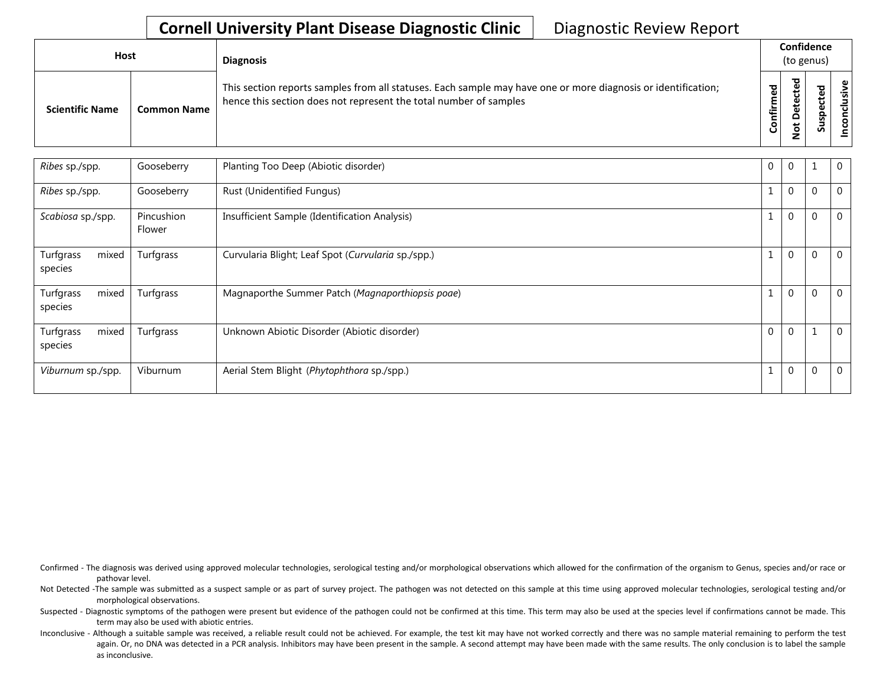**Cornell University Plant Disease Diagnostic Clinic** Diagnostic Review Report

| Host | | Diagnosis | Confidence (to genus) | | | |
|---|---|---|---|---|---|---|
| Scientific Name | Common Name | This section reports samples from all statuses. Each sample may have one or more diagnosis or identification; hence this section does not represent the total number of samples | Confirmed | Not Detected | Suspected | Inconclusive |
| *Ribes* sp./spp. | Gooseberry | Planting Too Deep (Abiotic disorder) | 0 | 0 | 1 | 0 |
| *Ribes* sp./spp. | Gooseberry | Rust (Unidentified Fungus) | 1 | 0 | 0 | 0 |
| *Scabiosa* sp./spp. | Pincushion Flower | Insufficient Sample (Identification Analysis) | 1 | 0 | 0 | 0 |
| Turfgrass mixed species | Turfgrass | Curvularia Blight; Leaf Spot (*Curvularia* sp./spp.) | 1 | 0 | 0 | 0 |
| Turfgrass mixed species | Turfgrass | Magnaporthe Summer Patch (*Magnaporthiopsis poae*) | 1 | 0 | 0 | 0 |
| Turfgrass mixed species | Turfgrass | Unknown Abiotic Disorder (Abiotic disorder) | 0 | 0 | 1 | 0 |
| *Viburnum* sp./spp. | Viburnum | Aerial Stem Blight (*Phytophthora* sp./spp.) | 1 | 0 | 0 | 0 |

Confirmed - The diagnosis was derived using approved molecular technologies, serological testing and/or morphological observations which allowed for the confirmation of the organism to Genus, species and/or race or pathovar level.

Not Detected -The sample was submitted as a suspect sample or as part of survey project. The pathogen was not detected on this sample at this time using approved molecular technologies, serological testing and/or morphological observations.

Suspected - Diagnostic symptoms of the pathogen were present but evidence of the pathogen could not be confirmed at this time. This term may also be used at the species level if confirmations cannot be made. This term may also be used with abiotic entries.

Inconclusive - Although a suitable sample was received, a reliable result could not be achieved. For example, the test kit may have not worked correctly and there was no sample material remaining to perform the test again. Or, no DNA was detected in a PCR analysis. Inhibitors may have been present in the sample. A second attempt may have been made with the same results. The only conclusion is to label the sample as inconclusive.